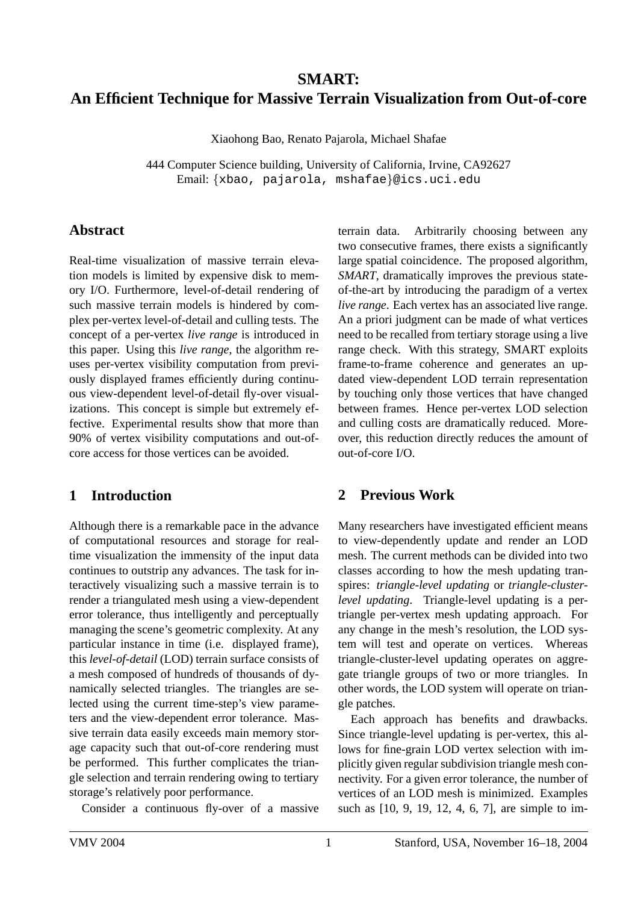# SMART: An Efficient Technique for Massive Terrain Visualization from Out-of-core

Xiaohong Bao, Renato Pajarola, Michael Shafae

444 Computer Science building, University of California, Irvine, CA92627
Email: {xbao, pajarola, mshafae}@ics.uci.edu

## Abstract

Real-time visualization of massive terrain elevation models is limited by expensive disk to memory I/O. Furthermore, level-of-detail rendering of such massive terrain models is hindered by complex per-vertex level-of-detail and culling tests. The concept of a per-vertex *live range* is introduced in this paper. Using this *live range*, the algorithm reuses per-vertex visibility computation from previously displayed frames efficiently during continuous view-dependent level-of-detail fly-over visualizations. This concept is simple but extremely effective. Experimental results show that more than 90% of vertex visibility computations and out-of-core access for those vertices can be avoided.

## 1 Introduction

Although there is a remarkable pace in the advance of computational resources and storage for real-time visualization the immensity of the input data continues to outstrip any advances. The task for interactively visualizing such a massive terrain is to render a triangulated mesh using a view-dependent error tolerance, thus intelligently and perceptually managing the scene's geometric complexity. At any particular instance in time (i.e. displayed frame), this *level-of-detail* (LOD) terrain surface consists of a mesh composed of hundreds of thousands of dynamically selected triangles. The triangles are selected using the current time-step's view parameters and the view-dependent error tolerance. Massive terrain data easily exceeds main memory storage capacity such that out-of-core rendering must be performed. This further complicates the triangle selection and terrain rendering owing to tertiary storage's relatively poor performance.

Consider a continuous fly-over of a massive terrain data. Arbitrarily choosing between any two consecutive frames, there exists a significantly large spatial coincidence. The proposed algorithm, *SMART*, dramatically improves the previous state-of-the-art by introducing the paradigm of a vertex *live range*. Each vertex has an associated live range. An a priori judgment can be made of what vertices need to be recalled from tertiary storage using a live range check. With this strategy, SMART exploits frame-to-frame coherence and generates an updated view-dependent LOD terrain representation by touching only those vertices that have changed between frames. Hence per-vertex LOD selection and culling costs are dramatically reduced. Moreover, this reduction directly reduces the amount of out-of-core I/O.

## 2 Previous Work

Many researchers have investigated efficient means to view-dependently update and render an LOD mesh. The current methods can be divided into two classes according to how the mesh updating transpires: *triangle-level updating* or *triangle-cluster-level updating*. Triangle-level updating is a per-triangle per-vertex mesh updating approach. For any change in the mesh's resolution, the LOD system will test and operate on vertices. Whereas triangle-cluster-level updating operates on aggregate triangle groups of two or more triangles. In other words, the LOD system will operate on triangle patches.

Each approach has benefits and drawbacks. Since triangle-level updating is per-vertex, this allows for fine-grain LOD vertex selection with implicitly given regular subdivision triangle mesh connectivity. For a given error tolerance, the number of vertices of an LOD mesh is minimized. Examples such as [10, 9, 19, 12, 4, 6, 7], are simple to im-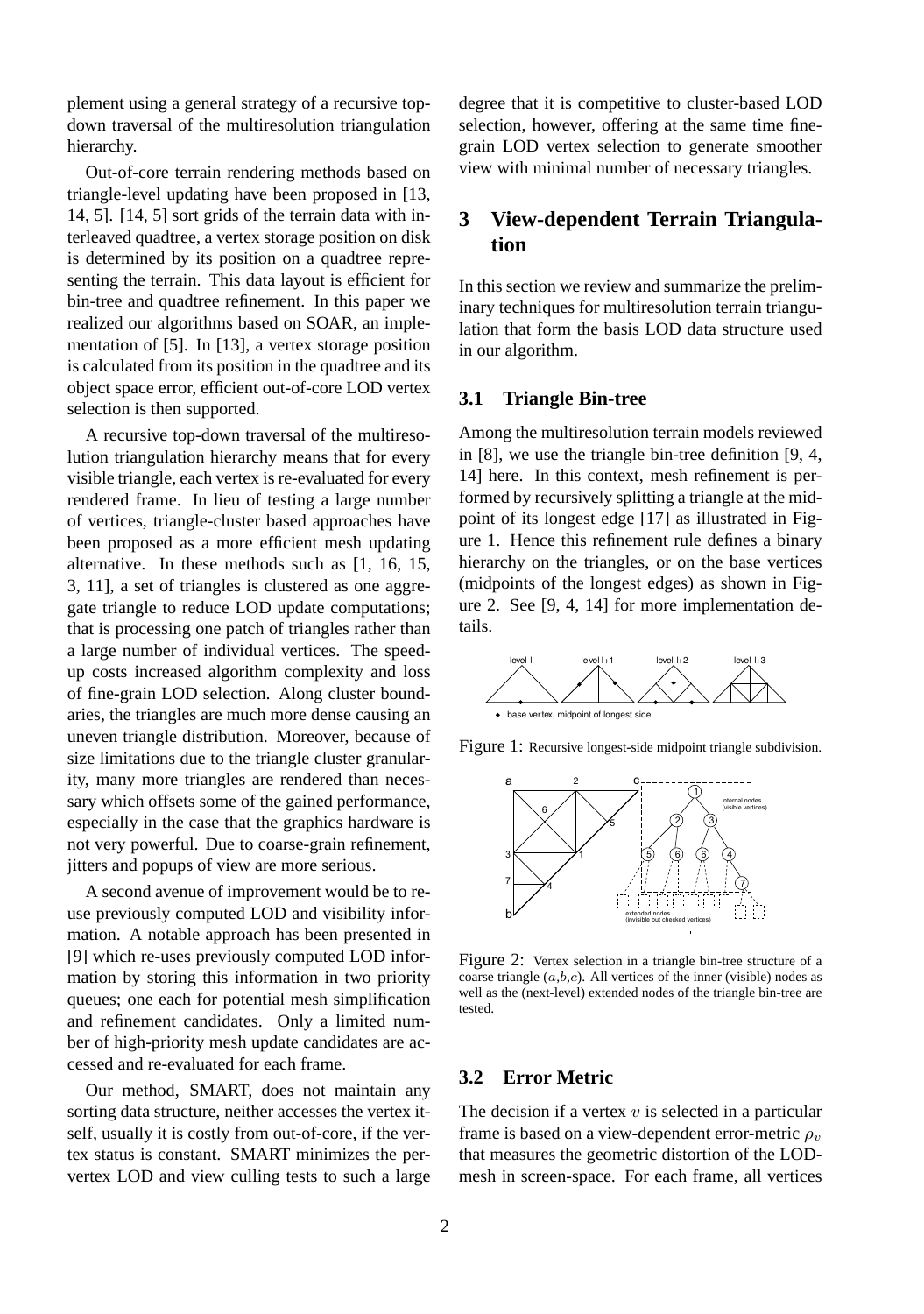plement using a general strategy of a recursive top-down traversal of the multiresolution triangulation hierarchy.

Out-of-core terrain rendering methods based on triangle-level updating have been proposed in [13, 14, 5]. [14, 5] sort grids of the terrain data with interleaved quadtree, a vertex storage position on disk is determined by its position on a quadtree representing the terrain. This data layout is efficient for bin-tree and quadtree refinement. In this paper we realized our algorithms based on SOAR, an implementation of [5]. In [13], a vertex storage position is calculated from its position in the quadtree and its object space error, efficient out-of-core LOD vertex selection is then supported.

A recursive top-down traversal of the multiresolution triangulation hierarchy means that for every visible triangle, each vertex is re-evaluated for every rendered frame. In lieu of testing a large number of vertices, triangle-cluster based approaches have been proposed as a more efficient mesh updating alternative. In these methods such as [1, 16, 15, 3, 11], a set of triangles is clustered as one aggregate triangle to reduce LOD update computations; that is processing one patch of triangles rather than a large number of individual vertices. The speedup costs increased algorithm complexity and loss of fine-grain LOD selection. Along cluster boundaries, the triangles are much more dense causing an uneven triangle distribution. Moreover, because of size limitations due to the triangle cluster granularity, many more triangles are rendered than necessary which offsets some of the gained performance, especially in the case that the graphics hardware is not very powerful. Due to coarse-grain refinement, jitters and popups of view are more serious.

A second avenue of improvement would be to reuse previously computed LOD and visibility information. A notable approach has been presented in [9] which re-uses previously computed LOD information by storing this information in two priority queues; one each for potential mesh simplification and refinement candidates. Only a limited number of high-priority mesh update candidates are accessed and re-evaluated for each frame.

Our method, SMART, does not maintain any sorting data structure, neither accesses the vertex itself, usually it is costly from out-of-core, if the vertex status is constant. SMART minimizes the per-vertex LOD and view culling tests to such a large degree that it is competitive to cluster-based LOD selection, however, offering at the same time fine-grain LOD vertex selection to generate smoother view with minimal number of necessary triangles.

## 3 View-dependent Terrain Triangulation

In this section we review and summarize the preliminary techniques for multiresolution terrain triangulation that form the basis LOD data structure used in our algorithm.

### 3.1 Triangle Bin-tree

Among the multiresolution terrain models reviewed in [8], we use the triangle bin-tree definition [9, 4, 14] here. In this context, mesh refinement is performed by recursively splitting a triangle at the midpoint of its longest edge [17] as illustrated in Figure 1. Hence this refinement rule defines a binary hierarchy on the triangles, or on the base vertices (midpoints of the longest edges) as shown in Figure 2. See [9, 4, 14] for more implementation details.

Figure 1: Recursive longest-side midpoint triangle subdivision.

Figure 2: Vertex selection in a triangle bin-tree structure of a coarse triangle ($a$,$b$,$c$). All vertices of the inner (visible) nodes as well as the (next-level) extended nodes of the triangle bin-tree are tested.

### 3.2 Error Metric

The decision if a vertex $v$ is selected in a particular frame is based on a view-dependent error-metric $\rho_v$ that measures the geometric distortion of the LOD-mesh in screen-space. For each frame, all vertices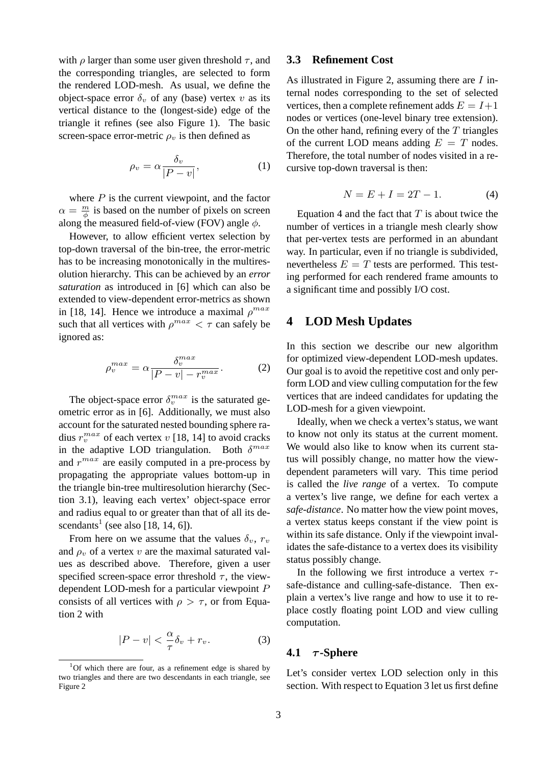with $\rho$ larger than some user given threshold $\tau$, and the corresponding triangles, are selected to form the rendered LOD-mesh. As usual, we define the object-space error $\delta_v$ of any (base) vertex $v$ as its vertical distance to the (longest-side) edge of the triangle it refines (see also Figure 1). The basic screen-space error-metric $\rho_v$ is then defined as

$$\rho_v = \alpha \frac{\delta_v}{|P - v|}, \tag{1}$$

where $P$ is the current viewpoint, and the factor $\alpha = \frac{m}{\phi}$ is based on the number of pixels on screen along the measured field-of-view (FOV) angle $\phi$.

However, to allow efficient vertex selection by top-down traversal of the bin-tree, the error-metric has to be increasing monotonically in the multiresolution hierarchy. This can be achieved by an *error saturation* as introduced in [6] which can also be extended to view-dependent error-metrics as shown in [18, 14]. Hence we introduce a maximal $\rho^{max}$ such that all vertices with $\rho^{max} < \tau$ can safely be ignored as:

$$\rho_v^{max} = \alpha \frac{\delta_v^{max}}{|P - v| - r_v^{max}}. \tag{2}$$

The object-space error $\delta_v^{max}$ is the saturated geometric error as in [6]. Additionally, we must also account for the saturated nested bounding sphere radius $r_v^{max}$ of each vertex $v$ [18, 14] to avoid cracks in the adaptive LOD triangulation. Both $\delta^{max}$ and $r^{max}$ are easily computed in a pre-process by propagating the appropriate values bottom-up in the triangle bin-tree multiresolution hierarchy (Section 3.1), leaving each vertex' object-space error and radius equal to or greater than that of all its descendants[1] (see also [18, 14, 6]).

From here on we assume that the values $\delta_v$, $r_v$ and $\rho_v$ of a vertex $v$ are the maximal saturated values as described above. Therefore, given a user specified screen-space error threshold $\tau$, the view-dependent LOD-mesh for a particular viewpoint $P$ consists of all vertices with $\rho > \tau$, or from Equation 2 with

$$|P - v| < \frac{\alpha}{\tau}\delta_v + r_v. \tag{3}$$

[1] Of which there are four, as a refinement edge is shared by two triangles and there are two descendants in each triangle, see Figure 2

### 3.3 Refinement Cost

As illustrated in Figure 2, assuming there are $I$ internal nodes corresponding to the set of selected vertices, then a complete refinement adds $E = I+1$ nodes or vertices (one-level binary tree extension). On the other hand, refining every of the $T$ triangles of the current LOD means adding $E = T$ nodes. Therefore, the total number of nodes visited in a recursive top-down traversal is then:

$$N = E + I = 2T - 1. \tag{4}$$

Equation 4 and the fact that $T$ is about twice the number of vertices in a triangle mesh clearly show that per-vertex tests are performed in an abundant way. In particular, even if no triangle is subdivided, nevertheless $E = T$ tests are performed. This testing performed for each rendered frame amounts to a significant time and possibly I/O cost.

## 4 LOD Mesh Updates

In this section we describe our new algorithm for optimized view-dependent LOD-mesh updates. Our goal is to avoid the repetitive cost and only perform LOD and view culling computation for the few vertices that are indeed candidates for updating the LOD-mesh for a given viewpoint.

Ideally, when we check a vertex's status, we want to know not only its status at the current moment. We would also like to know when its current status will possibly change, no matter how the view-dependent parameters will vary. This time period is called the *live range* of a vertex. To compute a vertex's live range, we define for each vertex a *safe-distance*. No matter how the view point moves, a vertex status keeps constant if the view point is within its safe distance. Only if the viewpoint invalidates the safe-distance to a vertex does its visibility status possibly change.

In the following we first introduce a vertex $\tau$-safe-distance and culling-safe-distance. Then explain a vertex's live range and how to use it to replace costly floating point LOD and view culling computation.

### 4.1 $\tau$-Sphere

Let's consider vertex LOD selection only in this section. With respect to Equation 3 let us first define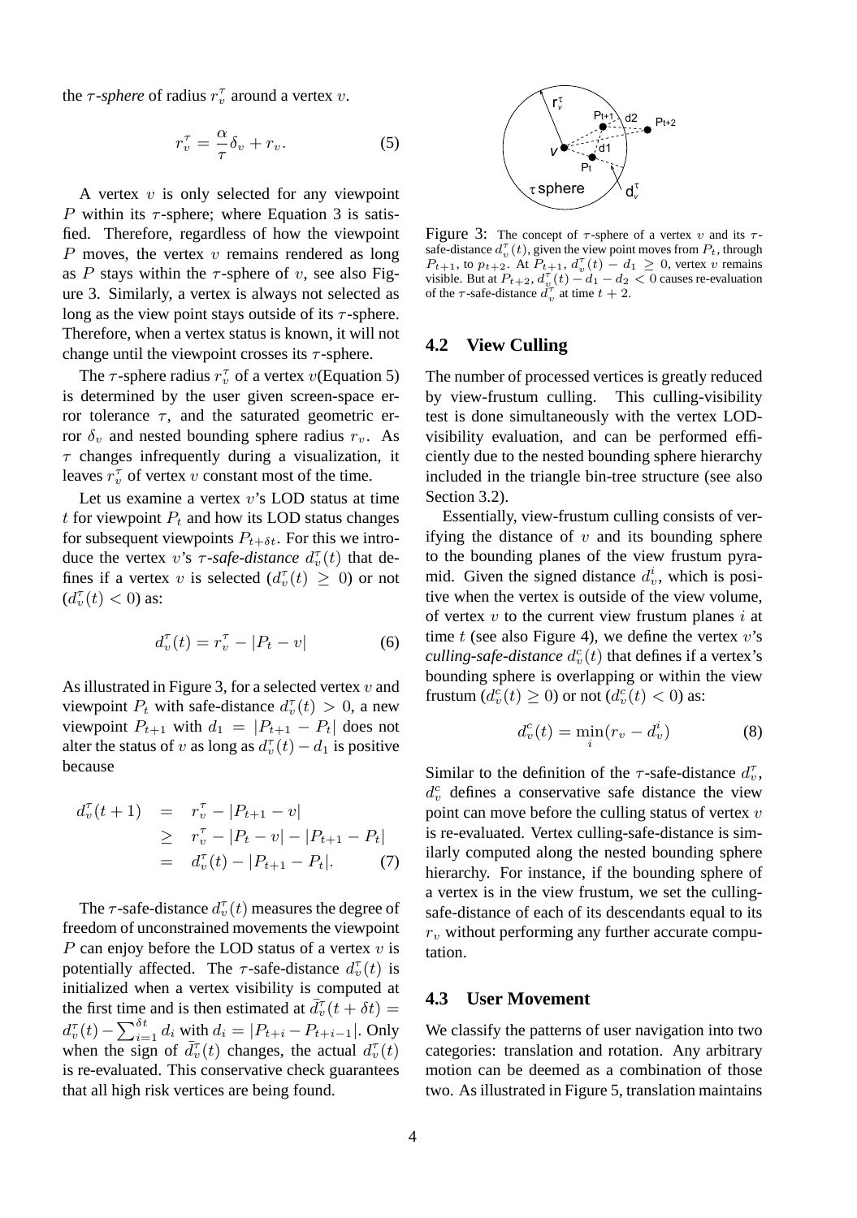the $\tau$-*sphere* of radius $r_v^\tau$ around a vertex $v$.

$$r_v^\tau = \frac{\alpha}{\tau}\delta_v + r_v. \tag{5}$$

A vertex $v$ is only selected for any viewpoint $P$ within its $\tau$-sphere; where Equation 3 is satisfied. Therefore, regardless of how the viewpoint $P$ moves, the vertex $v$ remains rendered as long as $P$ stays within the $\tau$-sphere of $v$, see also Figure 3. Similarly, a vertex is always not selected as long as the view point stays outside of its $\tau$-sphere. Therefore, when a vertex status is known, it will not change until the viewpoint crosses its $\tau$-sphere.

The $\tau$-sphere radius $r_v^\tau$ of a vertex $v$(Equation 5) is determined by the user given screen-space error tolerance $\tau$, and the saturated geometric error $\delta_v$ and nested bounding sphere radius $r_v$. As $\tau$ changes infrequently during a visualization, it leaves $r_v^\tau$ of vertex $v$ constant most of the time.

Let us examine a vertex $v$'s LOD status at time $t$ for viewpoint $P_t$ and how its LOD status changes for subsequent viewpoints $P_{t+\delta t}$. For this we introduce the vertex $v$'s $\tau$-*safe-distance* $d_v^\tau(t)$ that defines if a vertex $v$ is selected ($d_v^\tau(t) \geq 0$) or not ($d_v^\tau(t) < 0$) as:

$$d_v^\tau(t) = r_v^\tau - |P_t - v| \tag{6}$$

As illustrated in Figure 3, for a selected vertex $v$ and viewpoint $P_t$ with safe-distance $d_v^\tau(t) > 0$, a new viewpoint $P_{t+1}$ with $d_1 = |P_{t+1} - P_t|$ does not alter the status of $v$ as long as $d_v^\tau(t) - d_1$ is positive because

$$\begin{aligned} d_v^\tau(t+1) &= r_v^\tau - |P_{t+1} - v| \\ &\geq r_v^\tau - |P_t - v| - |P_{t+1} - P_t| \\ &= d_v^\tau(t) - |P_{t+1} - P_t|. \end{aligned} \tag{7}$$

The $\tau$-safe-distance $d_v^\tau(t)$ measures the degree of freedom of unconstrained movements the viewpoint $P$ can enjoy before the LOD status of a vertex $v$ is potentially affected. The $\tau$-safe-distance $d_v^\tau(t)$ is initialized when a vertex visibility is computed at the first time and is then estimated at $\bar{d}_v^\tau(t+\delta t) = d_v^\tau(t) - \sum_{i=1}^{\delta t} d_i$ with $d_i = |P_{t+i} - P_{t+i-1}|$. Only when the sign of $\bar{d}_v^\tau(t)$ changes, the actual $d_v^\tau(t)$ is re-evaluated. This conservative check guarantees that all high risk vertices are being found.

Figure 3: The concept of $\tau$-sphere of a vertex $v$ and its $\tau$-safe-distance $d_v^\tau(t)$, given the view point moves from $P_t$, through $P_{t+1}$, to $p_{t+2}$. At $P_{t+1}$, $d_v^\tau(t) - d_1 \geq 0$, vertex $v$ remains visible. But at $P_{t+2}$, $d_v^\tau(t) - d_1 - d_2 < 0$ causes re-evaluation of the $\tau$-safe-distance $d_v^\tau$ at time $t + 2$.

### 4.2 View Culling

The number of processed vertices is greatly reduced by view-frustum culling. This culling-visibility test is done simultaneously with the vertex LOD-visibility evaluation, and can be performed efficiently due to the nested bounding sphere hierarchy included in the triangle bin-tree structure (see also Section 3.2).

Essentially, view-frustum culling consists of verifying the distance of $v$ and its bounding sphere to the bounding planes of the view frustum pyramid. Given the signed distance $d_v^i$, which is positive when the vertex is outside of the view volume, of vertex $v$ to the current view frustum planes $i$ at time $t$ (see also Figure 4), we define the vertex $v$'s *culling-safe-distance* $d_v^c(t)$ that defines if a vertex's bounding sphere is overlapping or within the view frustum ($d_v^c(t) \geq 0$) or not ($d_v^c(t) < 0$) as:

$$d_v^c(t) = \min_i(r_v - d_v^i) \tag{8}$$

Similar to the definition of the $\tau$-safe-distance $d_v^\tau$, $d_v^c$ defines a conservative safe distance the view point can move before the culling status of vertex $v$ is re-evaluated. Vertex culling-safe-distance is similarly computed along the nested bounding sphere hierarchy. For instance, if the bounding sphere of a vertex is in the view frustum, we set the culling-safe-distance of each of its descendants equal to its $r_v$ without performing any further accurate computation.

### 4.3 User Movement

We classify the patterns of user navigation into two categories: translation and rotation. Any arbitrary motion can be deemed as a combination of those two. As illustrated in Figure 5, translation maintains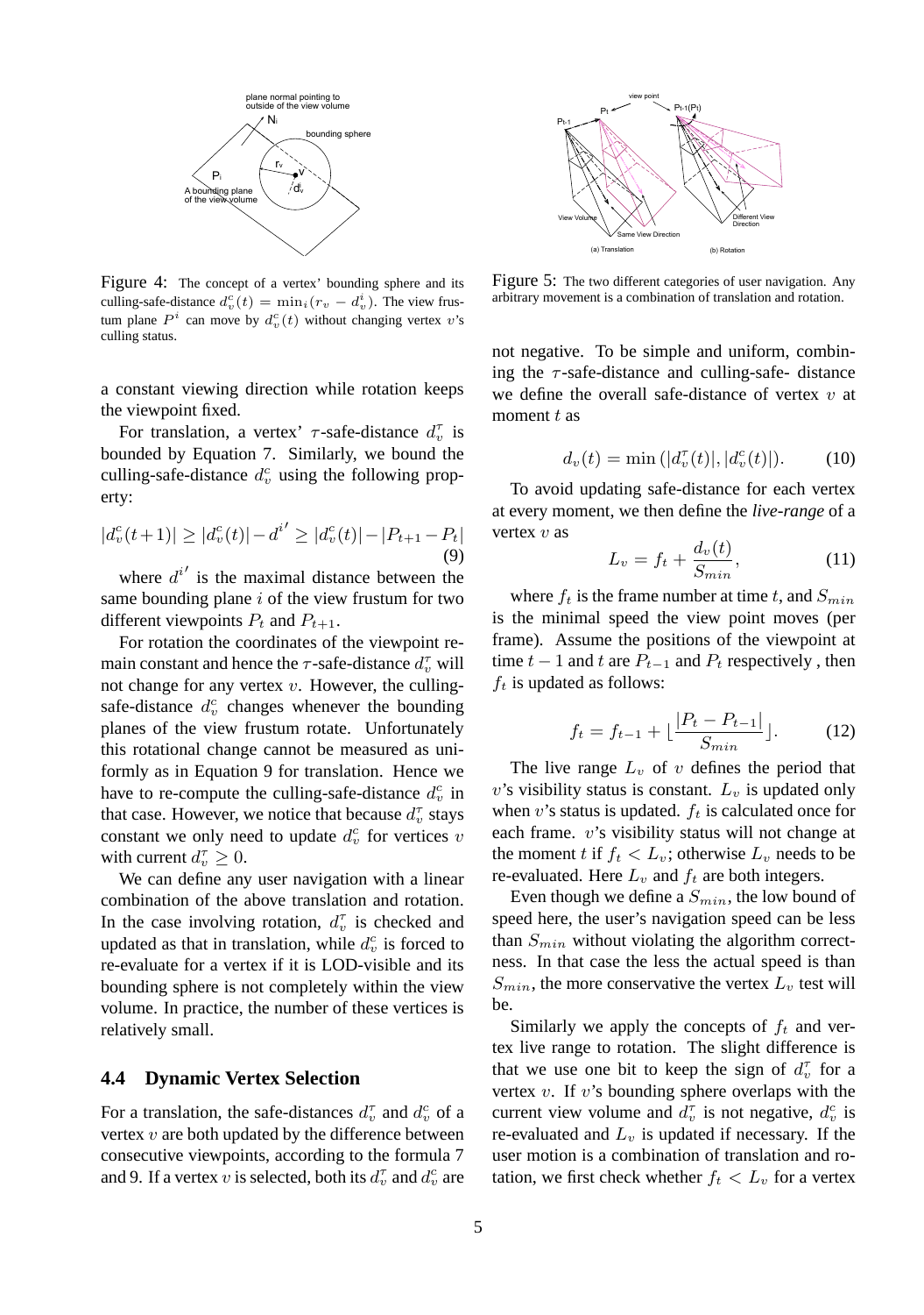Figure 4: The concept of a vertex' bounding sphere and its culling-safe-distance $d_v^c(t) = \min_i(r_v - d_v^i)$. The view frustum plane $P^i$ can move by $d_v^c(t)$ without changing vertex $v$'s culling status.

Figure 5: The two different categories of user navigation. Any arbitrary movement is a combination of translation and rotation.

a constant viewing direction while rotation keeps the viewpoint fixed.

For translation, a vertex' $\tau$-safe-distance $d_v^\tau$ is bounded by Equation 7. Similarly, we bound the culling-safe-distance $d_v^c$ using the following property:

$$|d_v^c(t+1)| \geq |d_v^c(t)| - d^{i'} \geq |d_v^c(t)| - |P_{t+1} - P_t| \tag{9}$$

where $d^{i'}$ is the maximal distance between the same bounding plane $i$ of the view frustum for two different viewpoints $P_t$ and $P_{t+1}$.

For rotation the coordinates of the viewpoint remain constant and hence the $\tau$-safe-distance $d_v^\tau$ will not change for any vertex $v$. However, the culling-safe-distance $d_v^c$ changes whenever the bounding planes of the view frustum rotate. Unfortunately this rotational change cannot be measured as uniformly as in Equation 9 for translation. Hence we have to re-compute the culling-safe-distance $d_v^c$ in that case. However, we notice that because $d_v^\tau$ stays constant we only need to update $d_v^c$ for vertices $v$ with current $d_v^\tau \geq 0$.

We can define any user navigation with a linear combination of the above translation and rotation. In the case involving rotation, $d_v^\tau$ is checked and updated as that in translation, while $d_v^c$ is forced to re-evaluate for a vertex if it is LOD-visible and its bounding sphere is not completely within the view volume. In practice, the number of these vertices is relatively small.

### 4.4 Dynamic Vertex Selection

For a translation, the safe-distances $d_v^\tau$ and $d_v^c$ of a vertex $v$ are both updated by the difference between consecutive viewpoints, according to the formula 7 and 9. If a vertex $v$ is selected, both its $d_v^\tau$ and $d_v^c$ are not negative. To be simple and uniform, combining the $\tau$-safe-distance and culling-safe- distance we define the overall safe-distance of vertex $v$ at moment $t$ as

$$d_v(t) = \min\left(|d_v^\tau(t)|, |d_v^c(t)|\right). \tag{10}$$

To avoid updating safe-distance for each vertex at every moment, we then define the *live-range* of a vertex $v$ as

$$L_v = f_t + \frac{d_v(t)}{S_{min}}, \tag{11}$$

where $f_t$ is the frame number at time $t$, and $S_{min}$ is the minimal speed the view point moves (per frame). Assume the positions of the viewpoint at time $t-1$ and $t$ are $P_{t-1}$ and $P_t$ respectively , then $f_t$ is updated as follows:

$$f_t = f_{t-1} + \lfloor \frac{|P_t - P_{t-1}|}{S_{min}} \rfloor. \tag{12}$$

The live range $L_v$ of $v$ defines the period that $v$'s visibility status is constant. $L_v$ is updated only when $v$'s status is updated. $f_t$ is calculated once for each frame. $v$'s visibility status will not change at the moment $t$ if $f_t < L_v$; otherwise $L_v$ needs to be re-evaluated. Here $L_v$ and $f_t$ are both integers.

Even though we define a $S_{min}$, the low bound of speed here, the user's navigation speed can be less than $S_{min}$ without violating the algorithm correctness. In that case the less the actual speed is than $S_{min}$, the more conservative the vertex $L_v$ test will be.

Similarly we apply the concepts of $f_t$ and vertex live range to rotation. The slight difference is that we use one bit to keep the sign of $d_v^\tau$ for a vertex $v$. If $v$'s bounding sphere overlaps with the current view volume and $d_v^\tau$ is not negative, $d_v^c$ is re-evaluated and $L_v$ is updated if necessary. If the user motion is a combination of translation and rotation, we first check whether $f_t < L_v$ for a vertex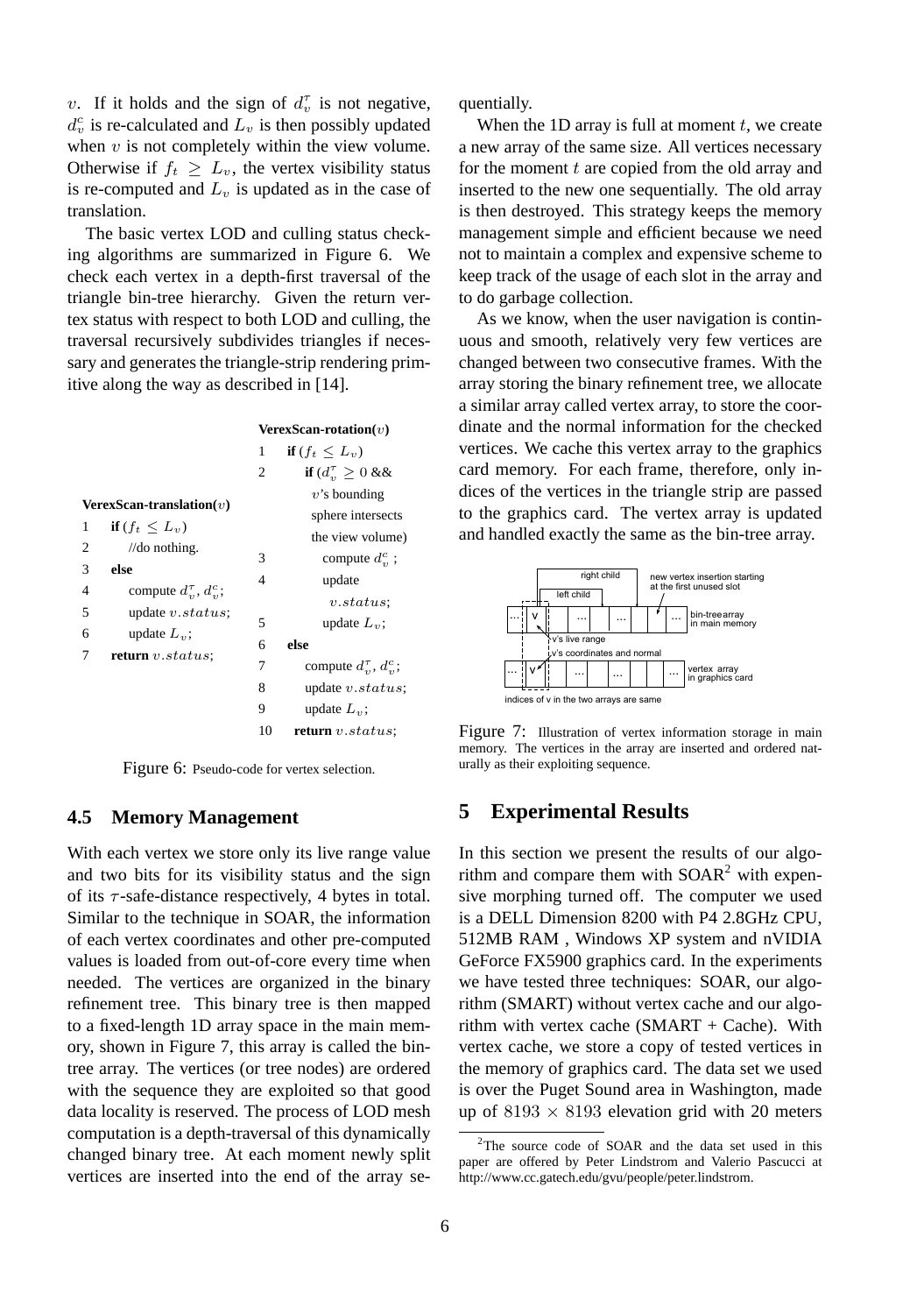$v$. If it holds and the sign of $d_v^\tau$ is not negative, $d_v^c$ is re-calculated and $L_v$ is then possibly updated when $v$ is not completely within the view volume. Otherwise if $f_t \geq L_v$, the vertex visibility status is re-computed and $L_v$ is updated as in the case of translation.

The basic vertex LOD and culling status checking algorithms are summarized in Figure 6. We check each vertex in a depth-first traversal of the triangle bin-tree hierarchy. Given the return vertex status with respect to both LOD and culling, the traversal recursively subdivides triangles if necessary and generates the triangle-strip rendering primitive along the way as described in [14].

```
VerexScan-translation(v)
1  if (f_t ≤ L_v)
2     //do nothing.
3  else
4     compute d_v^τ, d_v^c;
5     update v.status;
6     update L_v;
7  return v.status;
```

```
VerexScan-rotation(v)
1  if (f_t ≤ L_v)
2     if (d_v^τ ≥ 0 && v's bounding sphere intersects the view volume)
3        compute d_v^c ;
4        update v.status;
5        update L_v;
6  else
7     compute d_v^τ, d_v^c;
8     update v.status;
9     update L_v;
10 return v.status;
```

Figure 6: Pseudo-code for vertex selection.

## 4.5 Memory Management

With each vertex we store only its live range value and two bits for its visibility status and the sign of its $\tau$-safe-distance respectively, 4 bytes in total. Similar to the technique in SOAR, the information of each vertex coordinates and other pre-computed values is loaded from out-of-core every time when needed. The vertices are organized in the binary refinement tree. This binary tree is then mapped to a fixed-length 1D array space in the main memory, shown in Figure 7, this array is called the bintree array. The vertices (or tree nodes) are ordered with the sequence they are exploited so that good data locality is reserved. The process of LOD mesh computation is a depth-traversal of this dynamically changed binary tree. At each moment newly split vertices are inserted into the end of the array sequentially.

When the 1D array is full at moment $t$, we create a new array of the same size. All vertices necessary for the moment $t$ are copied from the old array and inserted to the new one sequentially. The old array is then destroyed. This strategy keeps the memory management simple and efficient because we need not to maintain a complex and expensive scheme to keep track of the usage of each slot in the array and to do garbage collection.

As we know, when the user navigation is continuous and smooth, relatively very few vertices are changed between two consecutive frames. With the array storing the binary refinement tree, we allocate a similar array called vertex array, to store the coordinate and the normal information for the checked vertices. We cache this vertex array to the graphics card memory. For each frame, therefore, only indices of the vertices in the triangle strip are passed to the graphics card. The vertex array is updated and handled exactly the same as the bin-tree array.

Figure 7: Illustration of vertex information storage in main memory. The vertices in the array are inserted and ordered naturally as their exploiting sequence.

## 5 Experimental Results

In this section we present the results of our algorithm and compare them with SOAR[2] with expensive morphing turned off. The computer we used is a DELL Dimension 8200 with P4 2.8GHz CPU, 512MB RAM , Windows XP system and nVIDIA GeForce FX5900 graphics card. In the experiments we have tested three techniques: SOAR, our algorithm (SMART) without vertex cache and our algorithm with vertex cache (SMART + Cache). With vertex cache, we store a copy of tested vertices in the memory of graphics card. The data set we used is over the Puget Sound area in Washington, made up of $8193 \times 8193$ elevation grid with 20 meters

[2] The source code of SOAR and the data set used in this paper are offered by Peter Lindstrom and Valerio Pascucci at http://www.cc.gatech.edu/gvu/people/peter.lindstrom.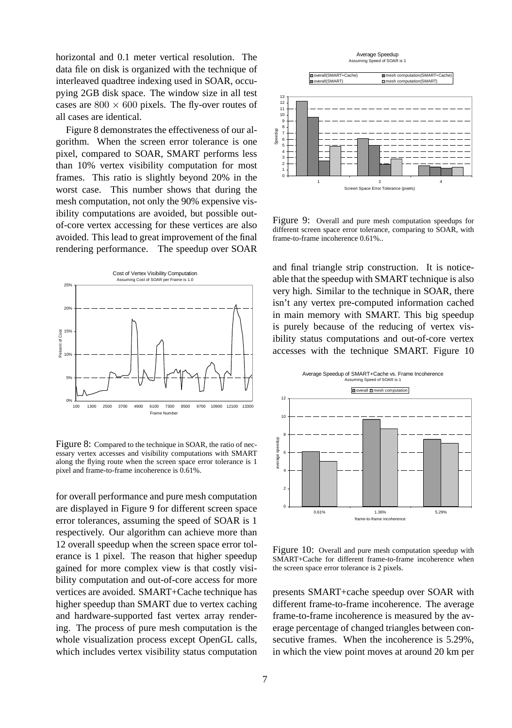horizontal and 0.1 meter vertical resolution. The data file on disk is organized with the technique of interleaved quadtree indexing used in SOAR, occupying 2GB disk space. The window size in all test cases are $800 \times 600$ pixels. The fly-over routes of all cases are identical.

Figure 8 demonstrates the effectiveness of our algorithm. When the screen error tolerance is one pixel, compared to SOAR, SMART performs less than 10% vertex visibility computation for most frames. This ratio is slightly beyond 20% in the worst case. This number shows that during the mesh computation, not only the 90% expensive visibility computations are avoided, but possible out-of-core vertex accessing for these vertices are also avoided. This lead to great improvement of the final rendering performance. The speedup over SOAR for overall performance and pure mesh computation are displayed in Figure 9 for different screen space error tolerances, assuming the speed of SOAR is 1 respectively. Our algorithm can achieve more than 12 overall speedup when the screen space error tolerance is 1 pixel. The reason that higher speedup gained for more complex view is that costly visibility computation and out-of-core access for more vertices are avoided. SMART+Cache technique has higher speedup than SMART due to vertex caching and hardware-supported fast vertex array rendering. The process of pure mesh computation is the whole visualization process except OpenGL calls, which includes vertex visibility status computation and final triangle strip construction. It is noticeable that the speedup with SMART technique is also very high. Similar to the technique in SOAR, there isn't any vertex pre-computed information cached in main memory with SMART. This big speedup is purely because of the reducing of vertex visibility status computations and out-of-core vertex accesses with the technique SMART. Figure 10 presents SMART+cache speedup over SOAR with different frame-to-frame incoherence. The average frame-to-frame incoherence is measured by the average percentage of changed triangles between consecutive frames. When the incoherence is 5.29%, in which the view point moves at around 20 km per

Figure 8: Compared to the technique in SOAR, the ratio of necessary vertex accesses and visibility computations with SMART along the flying route when the screen space error tolerance is 1 pixel and frame-to-frame incoherence is 0.61%.

Figure 9: Overall and pure mesh computation speedups for different screen space error tolerance, comparing to SOAR, with frame-to-frame incoherence 0.61%..

Figure 10: Overall and pure mesh computation speedup with SMART+Cache for different frame-to-frame incoherence when the screen space error tolerance is 2 pixels.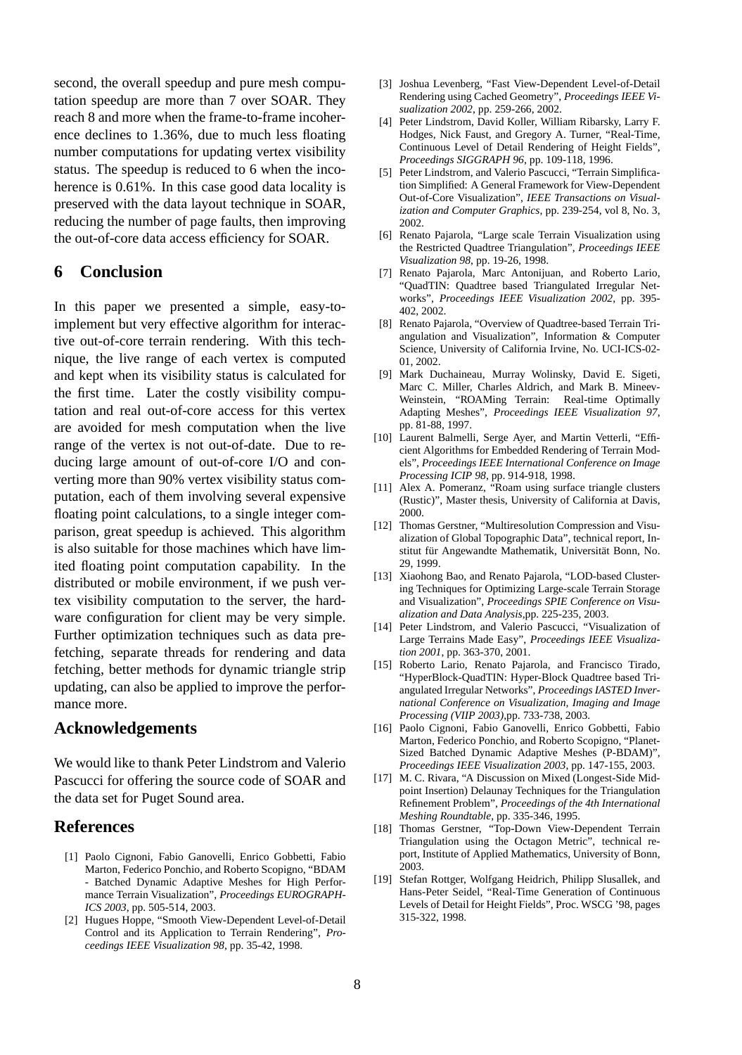second, the overall speedup and pure mesh computation speedup are more than 7 over SOAR. They reach 8 and more when the frame-to-frame incoherence declines to 1.36%, due to much less floating number computations for updating vertex visibility status. The speedup is reduced to 6 when the incoherence is 0.61%. In this case good data locality is preserved with the data layout technique in SOAR, reducing the number of page faults, then improving the out-of-core data access efficiency for SOAR.

## 6 Conclusion

In this paper we presented a simple, easy-to-implement but very effective algorithm for interactive out-of-core terrain rendering. With this technique, the live range of each vertex is computed and kept when its visibility status is calculated for the first time. Later the costly visibility computation and real out-of-core access for this vertex are avoided for mesh computation when the live range of the vertex is not out-of-date. Due to reducing large amount of out-of-core I/O and converting more than 90% vertex visibility status computation, each of them involving several expensive floating point calculations, to a single integer comparison, great speedup is achieved. This algorithm is also suitable for those machines which have limited floating point computation capability. In the distributed or mobile environment, if we push vertex visibility computation to the server, the hardware configuration for client may be very simple. Further optimization techniques such as data prefetching, separate threads for rendering and data fetching, better methods for dynamic triangle strip updating, can also be applied to improve the performance more.

## Acknowledgements

We would like to thank Peter Lindstrom and Valerio Pascucci for offering the source code of SOAR and the data set for Puget Sound area.

## References

[1] Paolo Cignoni, Fabio Ganovelli, Enrico Gobbetti, Fabio Marton, Federico Ponchio, and Roberto Scopigno, "BDAM - Batched Dynamic Adaptive Meshes for High Performance Terrain Visualization", *Proceedings EUROGRAPHICS 2003*, pp. 505-514, 2003.

[2] Hugues Hoppe, "Smooth View-Dependent Level-of-Detail Control and its Application to Terrain Rendering", *Proceedings IEEE Visualization 98*, pp. 35-42, 1998.

[3] Joshua Levenberg, "Fast View-Dependent Level-of-Detail Rendering using Cached Geometry", *Proceedings IEEE Visualization 2002*, pp. 259-266, 2002.

[4] Peter Lindstrom, David Koller, William Ribarsky, Larry F. Hodges, Nick Faust, and Gregory A. Turner, "Real-Time, Continuous Level of Detail Rendering of Height Fields", *Proceedings SIGGRAPH 96*, pp. 109-118, 1996.

[5] Peter Lindstrom, and Valerio Pascucci, "Terrain Simplification Simplified: A General Framework for View-Dependent Out-of-Core Visualization", *IEEE Transactions on Visualization and Computer Graphics*, pp. 239-254, vol 8, No. 3, 2002.

[6] Renato Pajarola, "Large scale Terrain Visualization using the Restricted Quadtree Triangulation", *Proceedings IEEE Visualization 98*, pp. 19-26, 1998.

[7] Renato Pajarola, Marc Antonijuan, and Roberto Lario, "QuadTIN: Quadtree based Triangulated Irregular Networks", *Proceedings IEEE Visualization 2002*, pp. 395-402, 2002.

[8] Renato Pajarola, "Overview of Quadtree-based Terrain Triangulation and Visualization", Information & Computer Science, University of California Irvine, No. UCI-ICS-02-01, 2002.

[9] Mark Duchaineau, Murray Wolinsky, David E. Sigeti, Marc C. Miller, Charles Aldrich, and Mark B. Mineev-Weinstein, "ROAMing Terrain: Real-time Optimally Adapting Meshes", *Proceedings IEEE Visualization 97*, pp. 81-88, 1997.

[10] Laurent Balmelli, Serge Ayer, and Martin Vetterli, "Efficient Algorithms for Embedded Rendering of Terrain Models", *Proceedings IEEE International Conference on Image Processing ICIP 98*, pp. 914-918, 1998.

[11] Alex A. Pomeranz, "Roam using surface triangle clusters (Rustic)", Master thesis, University of California at Davis, 2000.

[12] Thomas Gerstner, "Multiresolution Compression and Visualization of Global Topographic Data", technical report, Institut für Angewandte Mathematik, Universität Bonn, No. 29, 1999.

[13] Xiaohong Bao, and Renato Pajarola, "LOD-based Clustering Techniques for Optimizing Large-scale Terrain Storage and Visualization", *Proceedings SPIE Conference on Visualization and Data Analysis*,pp. 225-235, 2003.

[14] Peter Lindstrom, and Valerio Pascucci, "Visualization of Large Terrains Made Easy", *Proceedings IEEE Visualization 2001*, pp. 363-370, 2001.

[15] Roberto Lario, Renato Pajarola, and Francisco Tirado, "HyperBlock-QuadTIN: Hyper-Block Quadtree based Triangulated Irregular Networks", *Proceedings IASTED International Conference on Visualization, Imaging and Image Processing (VIIP 2003)*,pp. 733-738, 2003.

[16] Paolo Cignoni, Fabio Ganovelli, Enrico Gobbetti, Fabio Marton, Federico Ponchio, and Roberto Scopigno, "Planet-Sized Batched Dynamic Adaptive Meshes (P-BDAM)", *Proceedings IEEE Visualization 2003*, pp. 147-155, 2003.

[17] M. C. Rivara, "A Discussion on Mixed (Longest-Side Midpoint Insertion) Delaunay Techniques for the Triangulation Refinement Problem", *Proceedings of the 4th International Meshing Roundtable*, pp. 335-346, 1995.

[18] Thomas Gerstner, "Top-Down View-Dependent Terrain Triangulation using the Octagon Metric", technical report, Institute of Applied Mathematics, University of Bonn, 2003.

[19] Stefan Rottger, Wolfgang Heidrich, Philipp Slusallek, and Hans-Peter Seidel, "Real-Time Generation of Continuous Levels of Detail for Height Fields", Proc. WSCG '98, pages 315-322, 1998.